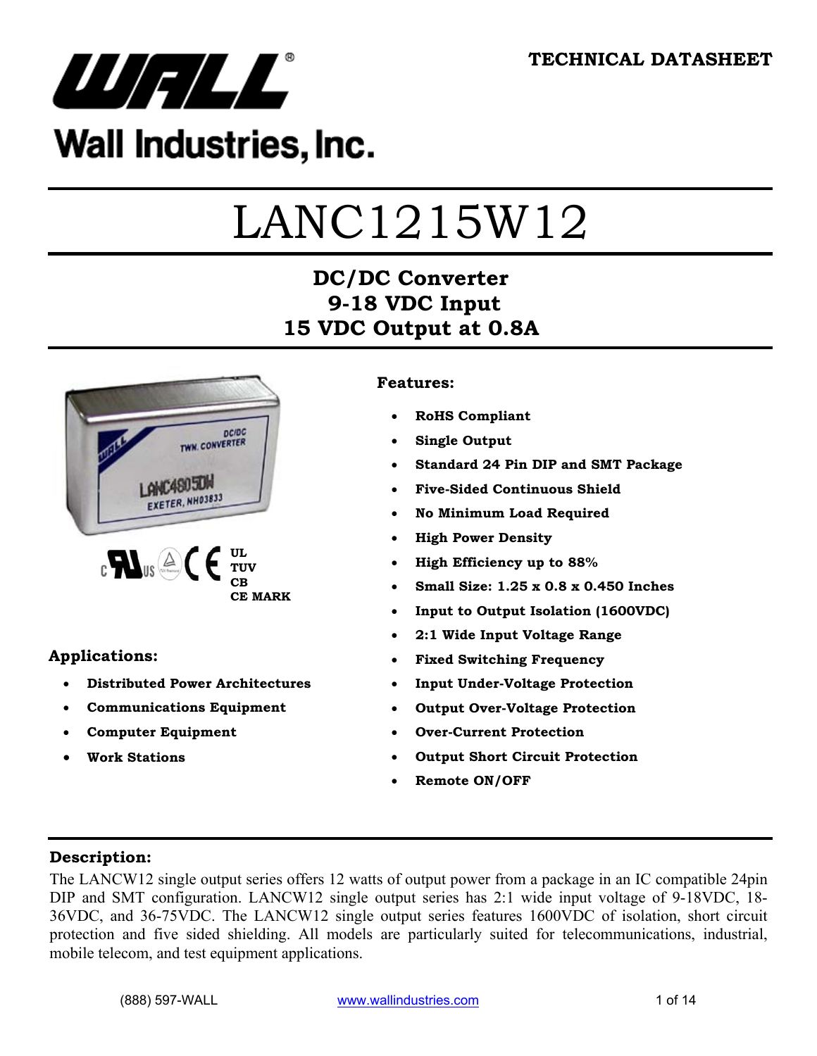TECHNICAL DATASHEET

Wall Industries, Inc.

# LANC1215W12

## DC/DC Converter
## 9-18 VDC Input
## 15 VDC Output at 0.8A

UL
TUV
CB
CE MARK

### Features:

- **RoHS Compliant**
- **Single Output**
- **Standard 24 Pin DIP and SMT Package**
- **Five-Sided Continuous Shield**
- **No Minimum Load Required**
- **High Power Density**
- **High Efficiency up to 88%**
- **Small Size: 1.25 x 0.8 x 0.450 Inches**
- **Input to Output Isolation (1600VDC)**
- **2:1 Wide Input Voltage Range**
- **Fixed Switching Frequency**
- **Input Under-Voltage Protection**
- **Output Over-Voltage Protection**
- **Over-Current Protection**
- **Output Short Circuit Protection**
- **Remote ON/OFF**

### Applications:

- **Distributed Power Architectures**
- **Communications Equipment**
- **Computer Equipment**
- **Work Stations**

### Description:

The LANCW12 single output series offers 12 watts of output power from a package in an IC compatible 24pin DIP and SMT configuration. LANCW12 single output series has 2:1 wide input voltage of 9-18VDC, 18-36VDC, and 36-75VDC. The LANCW12 single output series features 1600VDC of isolation, short circuit protection and five sided shielding. All models are particularly suited for telecommunications, industrial, mobile telecom, and test equipment applications.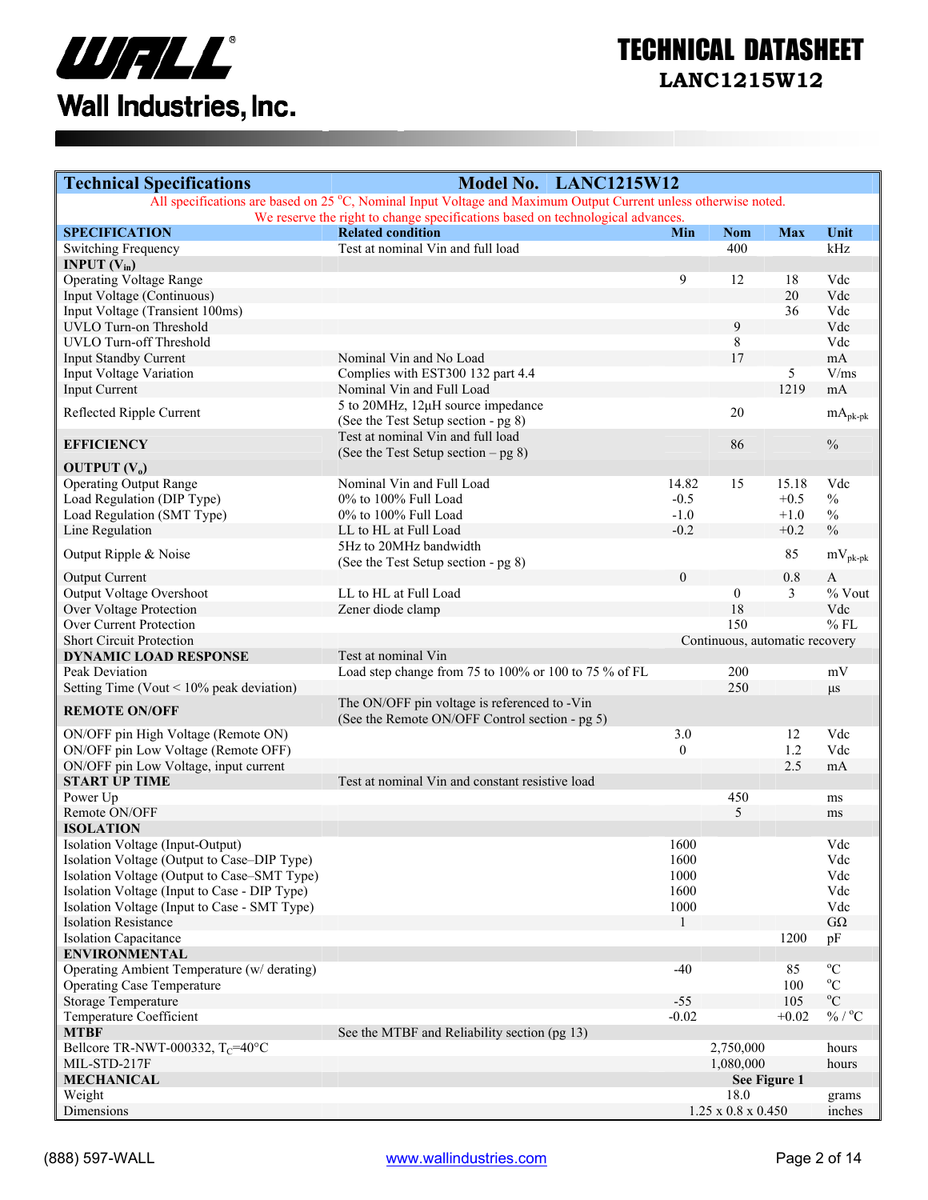# TECHNICAL DATASHEET

## LANC1215W12

| Technical Specifications | Model No. LANC1215W12 | | | | |
|---|---|---|---|---|---|
| All specifications are based on 25 °C, Nominal Input Voltage and Maximum Output Current unless otherwise noted. We reserve the right to change specifications based on technological advances. | | | | | |
| **SPECIFICATION** | **Related condition** | **Min** | **Nom** | **Max** | **Unit** |
| Switching Frequency | Test at nominal Vin and full load | | 400 | | kHz |
| **INPUT ($V_{in}$)** | | | | | |
| Operating Voltage Range | | 9 | 12 | 18 | Vdc |
| Input Voltage (Continuous) | | | | 20 | Vdc |
| Input Voltage (Transient 100ms) | | | | 36 | Vdc |
| UVLO Turn-on Threshold | | | 9 | | Vdc |
| UVLO Turn-off Threshold | | | 8 | | Vdc |
| Input Standby Current | Nominal Vin and No Load | | 17 | | mA |
| Input Voltage Variation | Complies with EST300 132 part 4.4 | | | 5 | V/ms |
| Input Current | Nominal Vin and Full Load | | | 1219 | mA |
| Reflected Ripple Current | 5 to 20MHz, 12µH source impedance (See the Test Setup section - pg 8) | | 20 | | $mA_{pk-pk}$ |
| **EFFICIENCY** | Test at nominal Vin and full load (See the Test Setup section – pg 8) | | 86 | | % |
| **OUTPUT ($V_o$)** | | | | | |
| Operating Output Range | Nominal Vin and Full Load | 14.82 | 15 | 15.18 | Vdc |
| Load Regulation (DIP Type) | 0% to 100% Full Load | -0.5 | | +0.5 | % |
| Load Regulation (SMT Type) | 0% to 100% Full Load | -1.0 | | +1.0 | % |
| Line Regulation | LL to HL at Full Load | -0.2 | | +0.2 | % |
| Output Ripple & Noise | 5Hz to 20MHz bandwidth (See the Test Setup section - pg 8) | | | 85 | $mV_{pk-pk}$ |
| Output Current | | 0 | | 0.8 | A |
| Output Voltage Overshoot | LL to HL at Full Load | | 0 | 3 | % Vout |
| Over Voltage Protection | Zener diode clamp | | 18 | | Vdc |
| Over Current Protection | | | 150 | | % FL |
| Short Circuit Protection | | Continuous, automatic recovery | | | |
| **DYNAMIC LOAD RESPONSE** | Test at nominal Vin | | | | |
| Peak Deviation | Load step change from 75 to 100% or 100 to 75 % of FL | | 200 | | mV |
| Setting Time (Vout < 10% peak deviation) | | | 250 | | µs |
| **REMOTE ON/OFF** | The ON/OFF pin voltage is referenced to -Vin (See the Remote ON/OFF Control section - pg 5) | | | | |
| ON/OFF pin High Voltage (Remote ON) | | 3.0 | | 12 | Vdc |
| ON/OFF pin Low Voltage (Remote OFF) | | 0 | | 1.2 | Vdc |
| ON/OFF pin Low Voltage, input current | | | | 2.5 | mA |
| **START UP TIME** | Test at nominal Vin and constant resistive load | | | | |
| Power Up | | | 450 | | ms |
| Remote ON/OFF | | | 5 | | ms |
| **ISOLATION** | | | | | |
| Isolation Voltage (Input-Output) | | 1600 | | | Vdc |
| Isolation Voltage (Output to Case–DIP Type) | | 1600 | | | Vdc |
| Isolation Voltage (Output to Case–SMT Type) | | 1000 | | | Vdc |
| Isolation Voltage (Input to Case - DIP Type) | | 1600 | | | Vdc |
| Isolation Voltage (Input to Case - SMT Type) | | 1000 | | | Vdc |
| Isolation Resistance | | 1 | | | GΩ |
| Isolation Capacitance | | | | 1200 | pF |
| **ENVIRONMENTAL** | | | | | |
| Operating Ambient Temperature (w/ derating) | | -40 | | 85 | °C |
| Operating Case Temperature | | | | 100 | °C |
| Storage Temperature | | -55 | | 105 | °C |
| Temperature Coefficient | | -0.02 | | +0.02 | % / °C |
| **MTBF** | See the MTBF and Reliability section (pg 13) | | | | |
| Bellcore TR-NWT-000332, $T_C$=40°C | | | 2,750,000 | | hours |
| MIL-STD-217F | | | 1,080,000 | | hours |
| **MECHANICAL** | | | **See Figure 1** | | |
| Weight | | | 18.0 | | grams |
| Dimensions | | | 1.25 x 0.8 x 0.450 | | inches |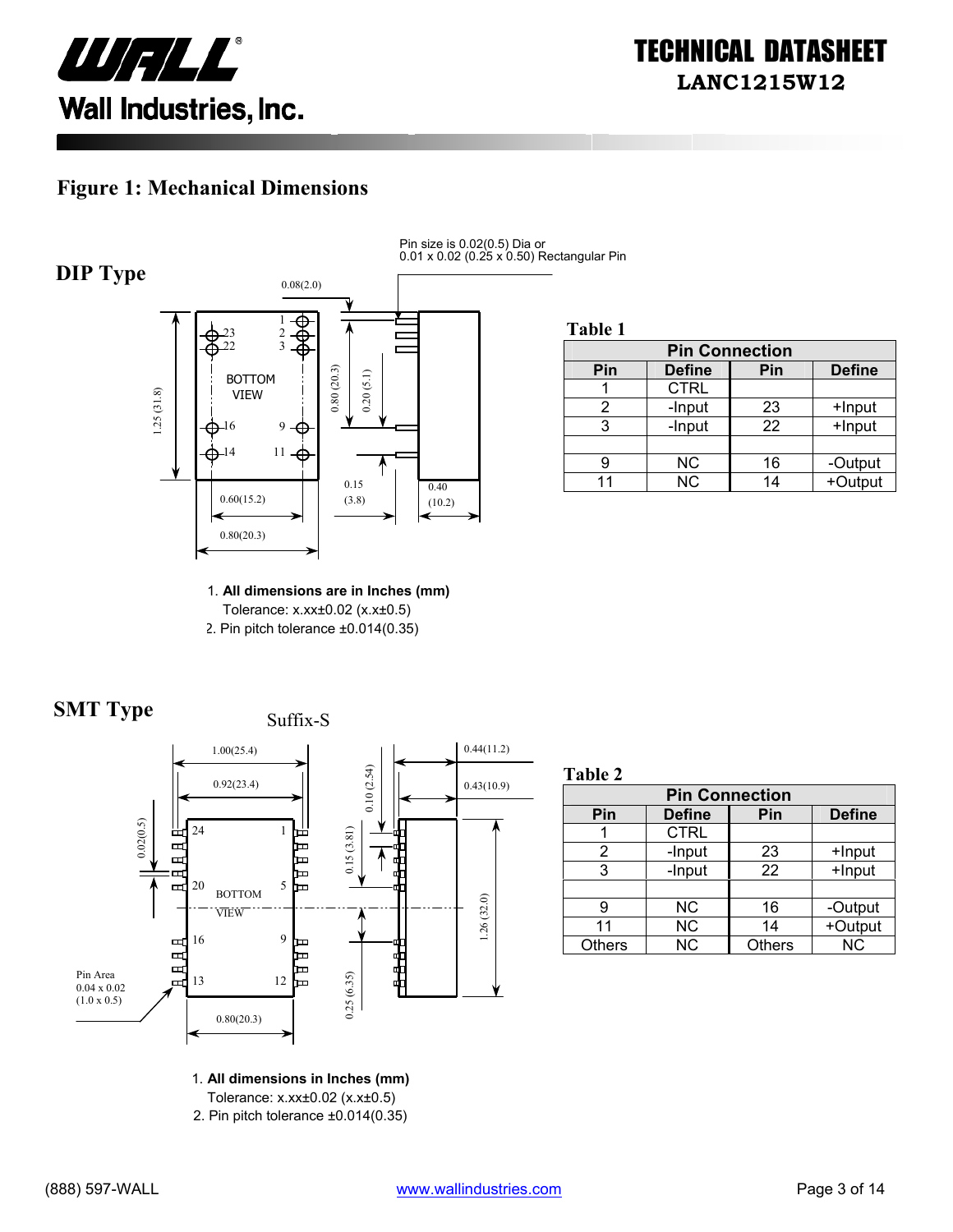## Figure 1: Mechanical Dimensions

### DIP Type

Pin size is 0.02(0.5) Dia or 0.01 x 0.02 (0.25 x 0.50) Rectangular Pin

0.08(2.0)

BOTTOM VIEW

1.25 (31.8) 0.80 (20.3) 0.20 (5.1) 0.15 (3.8) 0.40 (10.2) 0.60(15.2) 0.80(20.3)

**Table 1**

| Pin Connection | | | |
|---|---|---|---|
| **Pin** | **Define** | **Pin** | **Define** |
| 1 | CTRL | | |
| 2 | -Input | 23 | +Input |
| 3 | -Input | 22 | +Input |
| | | | |
| 9 | NC | 16 | -Output |
| 11 | NC | 14 | +Output |

1. **All dimensions are in Inches (mm)**
   Tolerance: x.xx±0.02 (x.x±0.5)
2. Pin pitch tolerance ±0.014(0.35)

### SMT Type

Suffix-S

1.00(25.4) 0.92(23.4) 0.44(11.2) 0.43(10.9) 0.10 (2.54) 0.02(0.5) 0.15 (3.81) 1.26 (32.0) 0.25 (6.35) 0.80(20.3)

BOTTOM VIEW

Pin Area 0.04 x 0.02 (1.0 x 0.5)

**Table 2**

| Pin Connection | | | |
|---|---|---|---|
| **Pin** | **Define** | **Pin** | **Define** |
| 1 | CTRL | | |
| 2 | -Input | 23 | +Input |
| 3 | -Input | 22 | +Input |
| | | | |
| 9 | NC | 16 | -Output |
| 11 | NC | 14 | +Output |
| Others | NC | Others | NC |

1. **All dimensions in Inches (mm)**
   Tolerance: x.xx±0.02 (x.x±0.5)
2. Pin pitch tolerance ±0.014(0.35)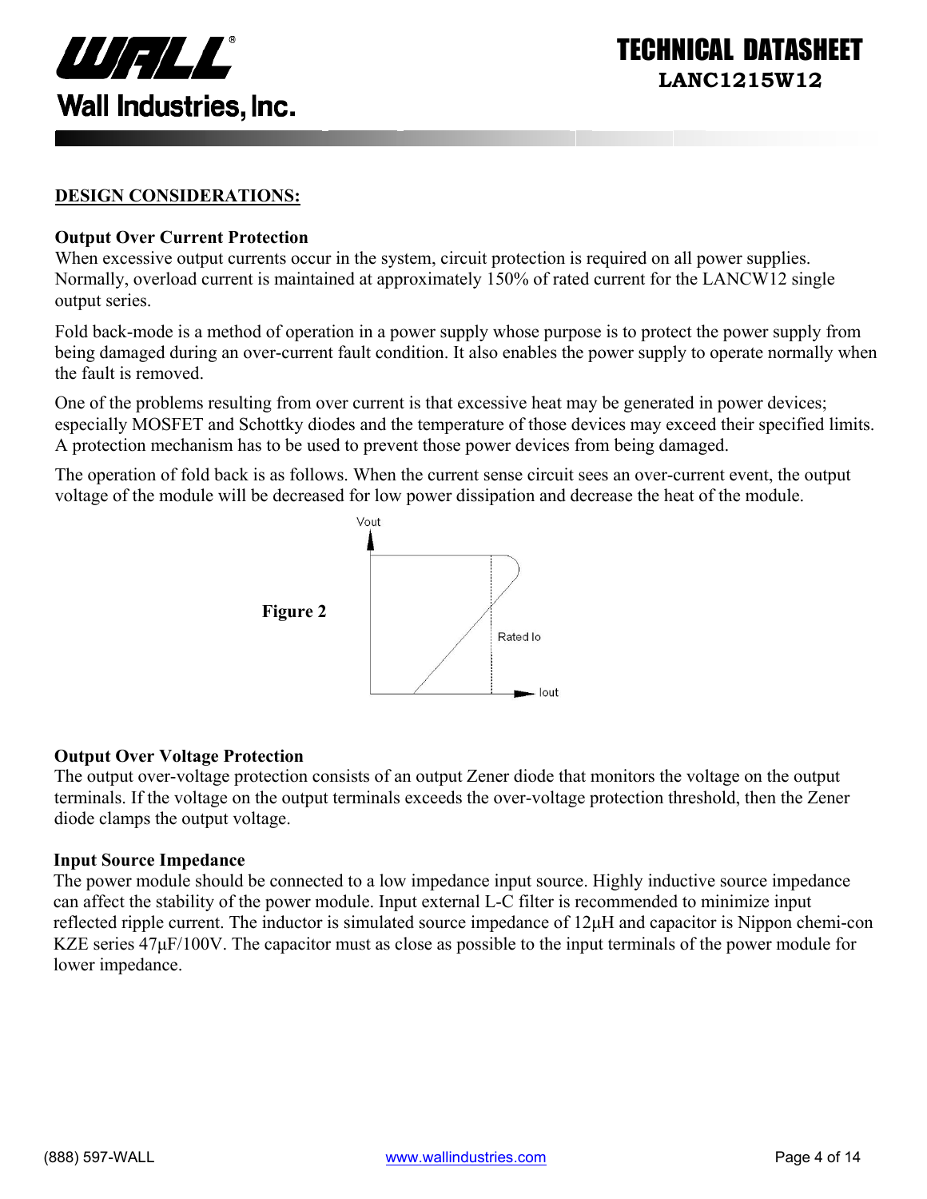## DESIGN CONSIDERATIONS:

### Output Over Current Protection

When excessive output currents occur in the system, circuit protection is required on all power supplies. Normally, overload current is maintained at approximately 150% of rated current for the LANCW12 single output series.

Fold back-mode is a method of operation in a power supply whose purpose is to protect the power supply from being damaged during an over-current fault condition. It also enables the power supply to operate normally when the fault is removed.

One of the problems resulting from over current is that excessive heat may be generated in power devices; especially MOSFET and Schottky diodes and the temperature of those devices may exceed their specified limits. A protection mechanism has to be used to prevent those power devices from being damaged.

The operation of fold back is as follows. When the current sense circuit sees an over-current event, the output voltage of the module will be decreased for low power dissipation and decrease the heat of the module.

**Figure 2**

### Output Over Voltage Protection

The output over-voltage protection consists of an output Zener diode that monitors the voltage on the output terminals. If the voltage on the output terminals exceeds the over-voltage protection threshold, then the Zener diode clamps the output voltage.

### Input Source Impedance

The power module should be connected to a low impedance input source. Highly inductive source impedance can affect the stability of the power module. Input external L-C filter is recommended to minimize input reflected ripple current. The inductor is simulated source impedance of 12μH and capacitor is Nippon chemi-con KZE series 47μF/100V. The capacitor must as close as possible to the input terminals of the power module for lower impedance.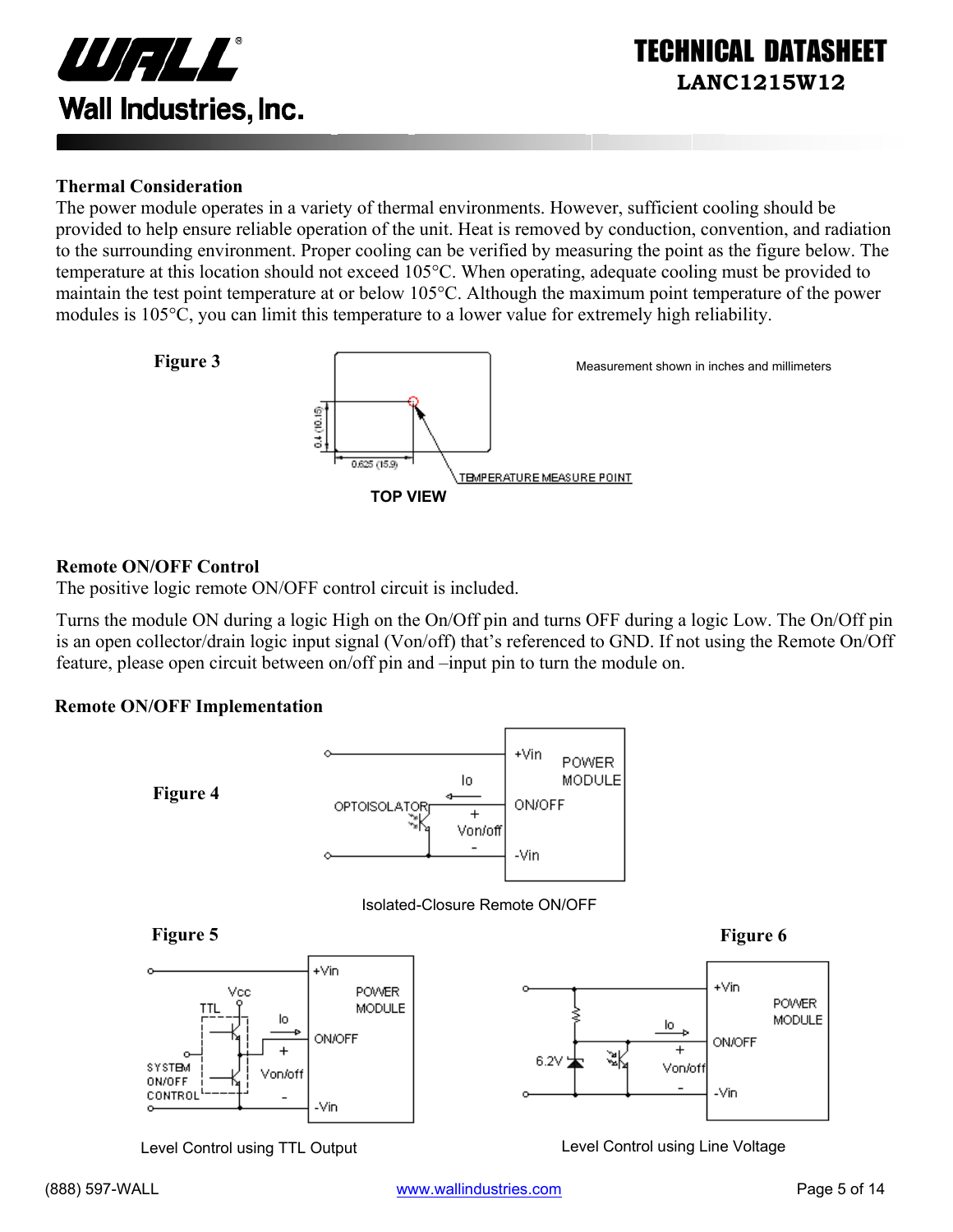## Thermal Consideration

The power module operates in a variety of thermal environments. However, sufficient cooling should be provided to help ensure reliable operation of the unit. Heat is removed by conduction, convention, and radiation to the surrounding environment. Proper cooling can be verified by measuring the point as the figure below. The temperature at this location should not exceed 105°C. When operating, adequate cooling must be provided to maintain the test point temperature at or below 105°C. Although the maximum point temperature of the power modules is 105°C, you can limit this temperature to a lower value for extremely high reliability.

**Figure 3**

Measurement shown in inches and millimeters

TOP VIEW

## Remote ON/OFF Control

The positive logic remote ON/OFF control circuit is included.

Turns the module ON during a logic High on the On/Off pin and turns OFF during a logic Low. The On/Off pin is an open collector/drain logic input signal (Von/off) that's referenced to GND. If not using the Remote On/Off feature, please open circuit between on/off pin and –input pin to turn the module on.

## Remote ON/OFF Implementation

**Figure 4**

Isolated-Closure Remote ON/OFF

**Figure 5**

Level Control using TTL Output

**Figure 6**

Level Control using Line Voltage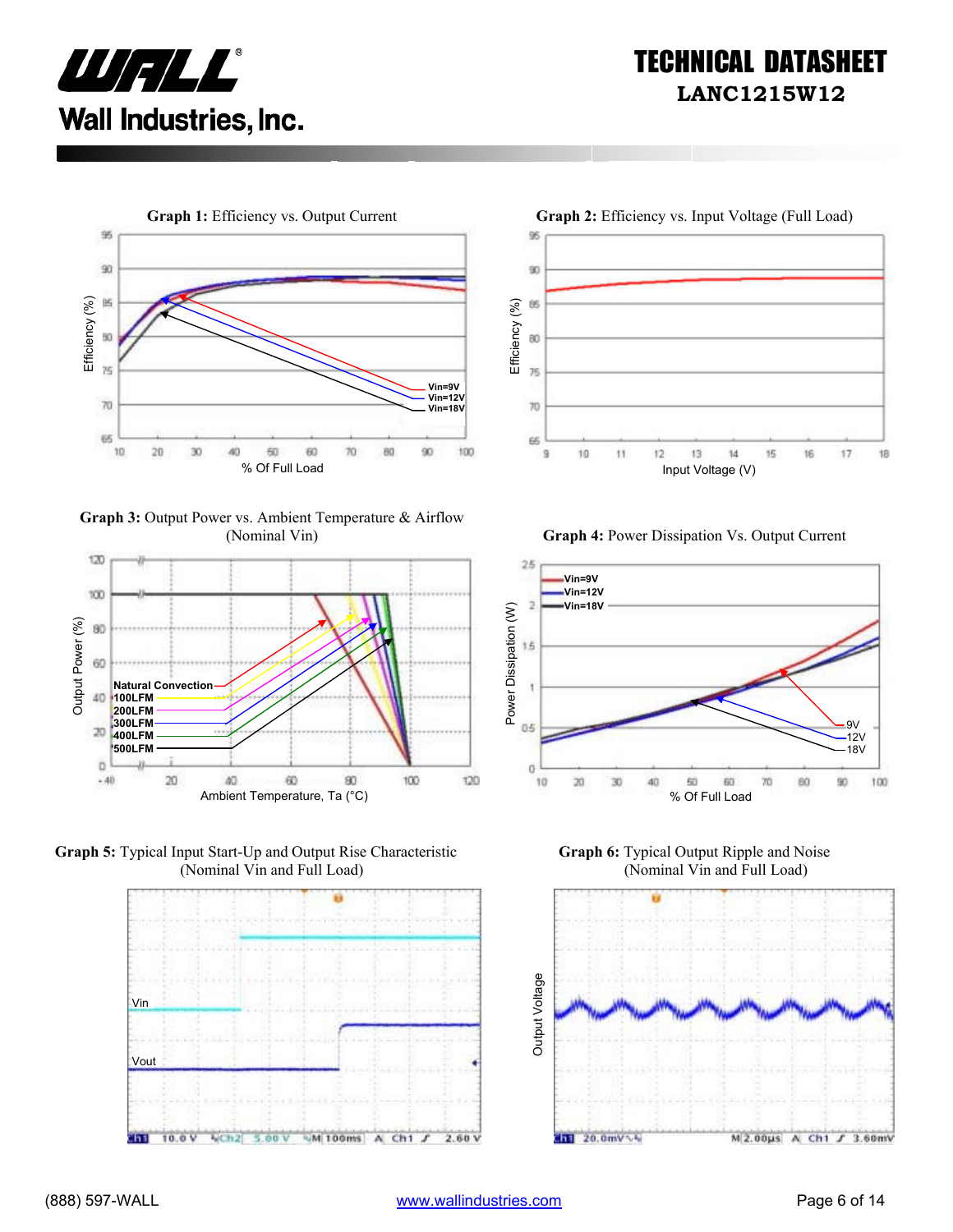**Graph 1:** Efficiency vs. Output Current

**Graph 2:** Efficiency vs. Input Voltage (Full Load)

**Graph 3:** Output Power vs. Ambient Temperature & Airflow (Nominal Vin)

**Graph 4:** Power Dissipation Vs. Output Current

**Graph 5:** Typical Input Start-Up and Output Rise Characteristic (Nominal Vin and Full Load)

**Graph 6:** Typical Output Ripple and Noise (Nominal Vin and Full Load)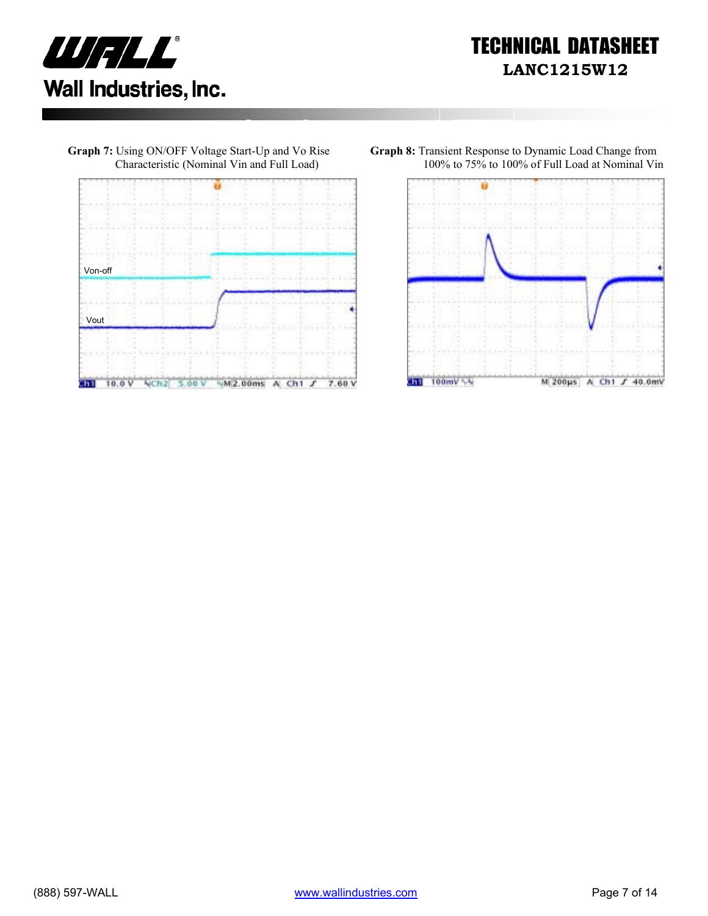**Graph 7:** Using ON/OFF Voltage Start-Up and Vo Rise Characteristic (Nominal Vin and Full Load)

Von-off

Vout

Ch1 10.0 V Ch2 5.00 V M 2.00ms A Ch1 7.60 V

**Graph 8:** Transient Response to Dynamic Load Change from 100% to 75% to 100% of Full Load at Nominal Vin

Ch1 100mV M 200µs A Ch1 40.0mV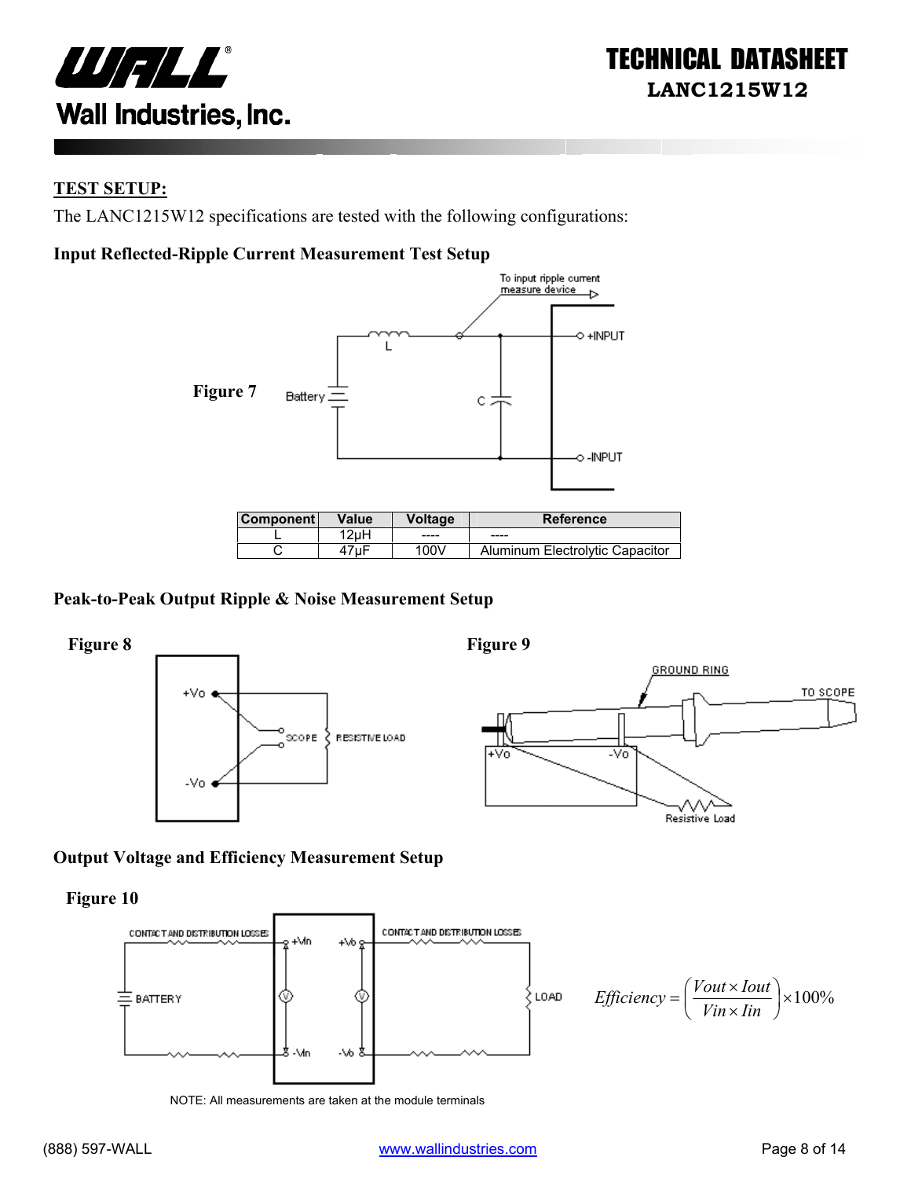## TEST SETUP:

The LANC1215W12 specifications are tested with the following configurations:

### Input Reflected-Ripple Current Measurement Test Setup

**Figure 7**

| Component | Value | Voltage | Reference |
|---|---|---|---|
| L | 12µH | ---- | ---- |
| C | 47µF | 100V | Aluminum Electrolytic Capacitor |

### Peak-to-Peak Output Ripple & Noise Measurement Setup

**Figure 8**

**Figure 9**

### Output Voltage and Efficiency Measurement Setup

**Figure 10**

$$Efficiency = \left(\frac{Vout \times Iout}{Vin \times Iin}\right) \times 100\%$$

NOTE: All measurements are taken at the module terminals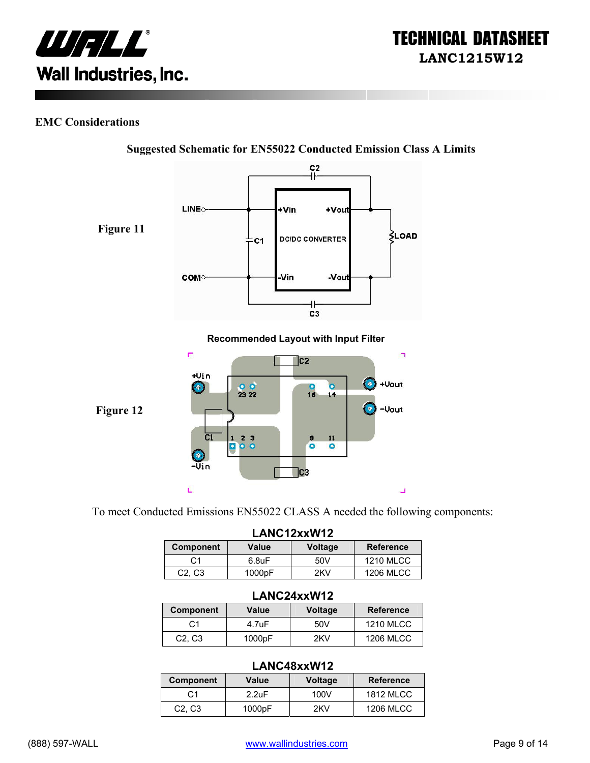## EMC Considerations

### Suggested Schematic for EN55022 Conducted Emission Class A Limits

Figure 11

Recommended Layout with Input Filter

Figure 12

To meet Conducted Emissions EN55022 CLASS A needed the following components:

**LANC12xxW12**

| Component | Value | Voltage | Reference |
|---|---|---|---|
| C1 | 6.8uF | 50V | 1210 MLCC |
| C2, C3 | 1000pF | 2KV | 1206 MLCC |

**LANC24xxW12**

| Component | Value | Voltage | Reference |
|---|---|---|---|
| C1 | 4.7uF | 50V | 1210 MLCC |
| C2, C3 | 1000pF | 2KV | 1206 MLCC |

**LANC48xxW12**

| Component | Value | Voltage | Reference |
|---|---|---|---|
| C1 | 2.2uF | 100V | 1812 MLCC |
| C2, C3 | 1000pF | 2KV | 1206 MLCC |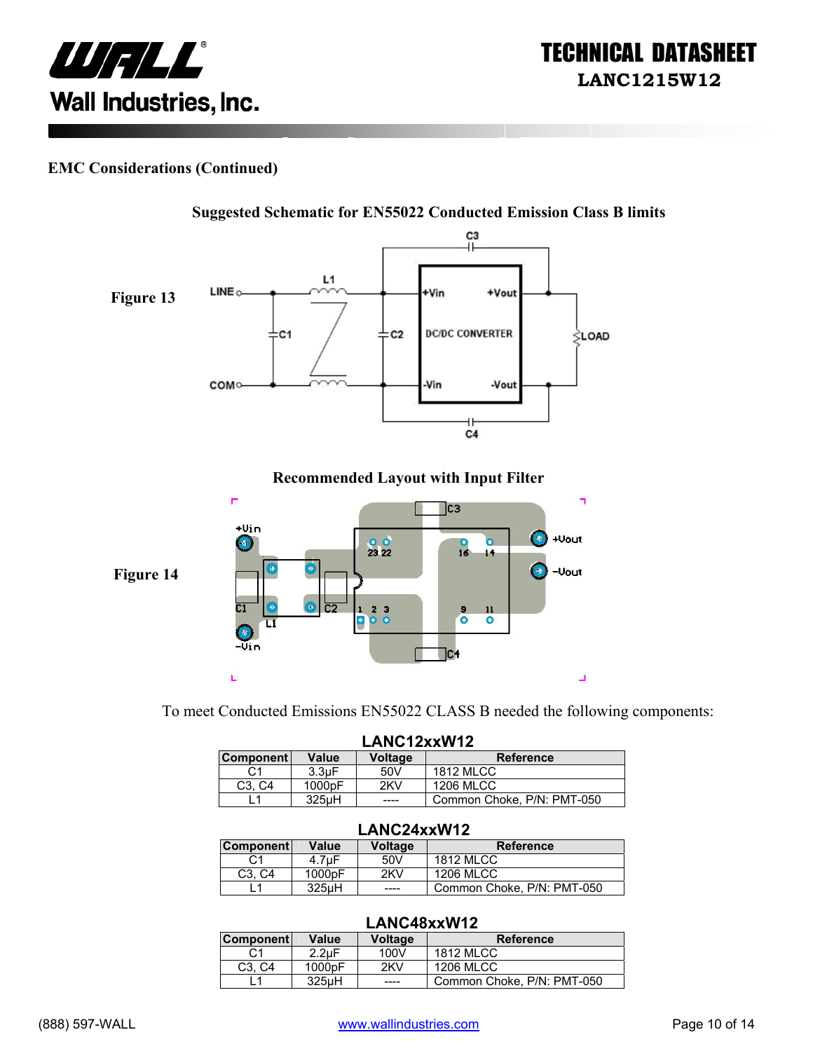## EMC Considerations (Continued)

### Suggested Schematic for EN55022 Conducted Emission Class B limits

Figure 13

### Recommended Layout with Input Filter

Figure 14

To meet Conducted Emissions EN55022 CLASS B needed the following components:

**LANC12xxW12**

| Component | Value | Voltage | Reference |
|---|---|---|---|
| C1 | 3.3µF | 50V | 1812 MLCC |
| C3, C4 | 1000pF | 2KV | 1206 MLCC |
| L1 | 325µH | ---- | Common Choke, P/N: PMT-050 |

**LANC24xxW12**

| Component | Value | Voltage | Reference |
|---|---|---|---|
| C1 | 4.7µF | 50V | 1812 MLCC |
| C3, C4 | 1000pF | 2KV | 1206 MLCC |
| L1 | 325µH | ---- | Common Choke, P/N: PMT-050 |

**LANC48xxW12**

| Component | Value | Voltage | Reference |
|---|---|---|---|
| C1 | 2.2µF | 100V | 1812 MLCC |
| C3, C4 | 1000pF | 2KV | 1206 MLCC |
| L1 | 325µH | ---- | Common Choke, P/N: PMT-050 |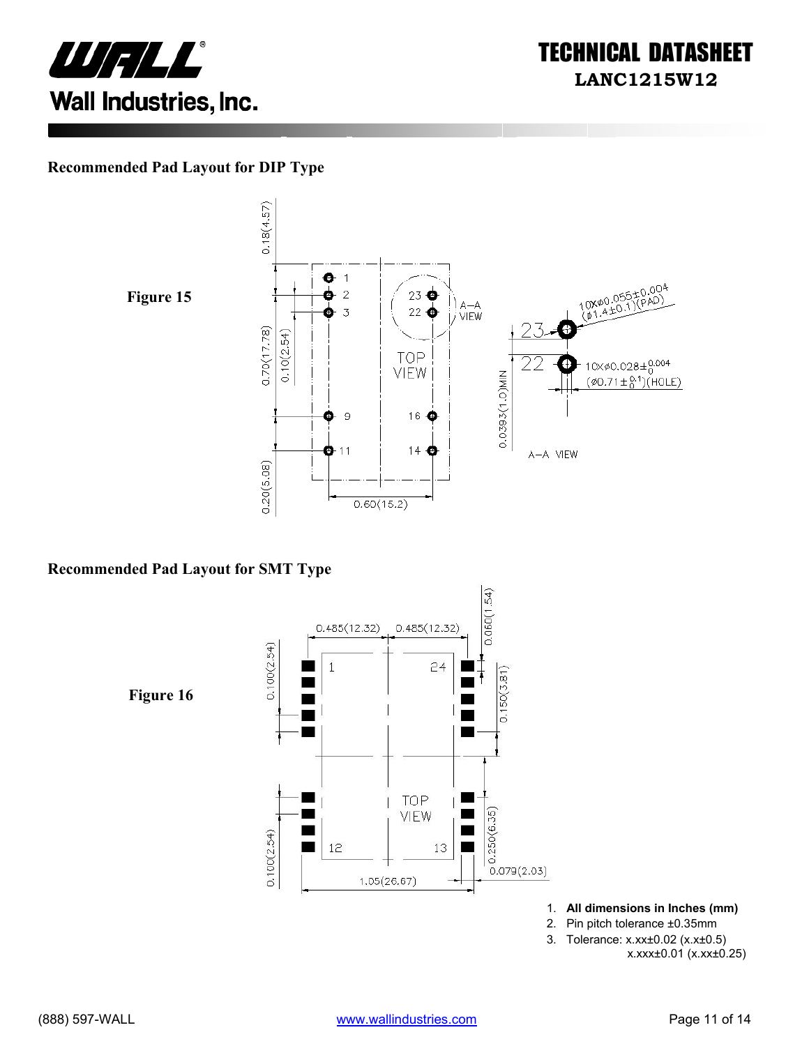## Recommended Pad Layout for DIP Type

Figure 15

## Recommended Pad Layout for SMT Type

Figure 16

1. **All dimensions in Inches (mm)**
2. Pin pitch tolerance ±0.35mm
3. Tolerance: x.xx±0.02 (x.x±0.5)
   x.xxx±0.01 (x.xx±0.25)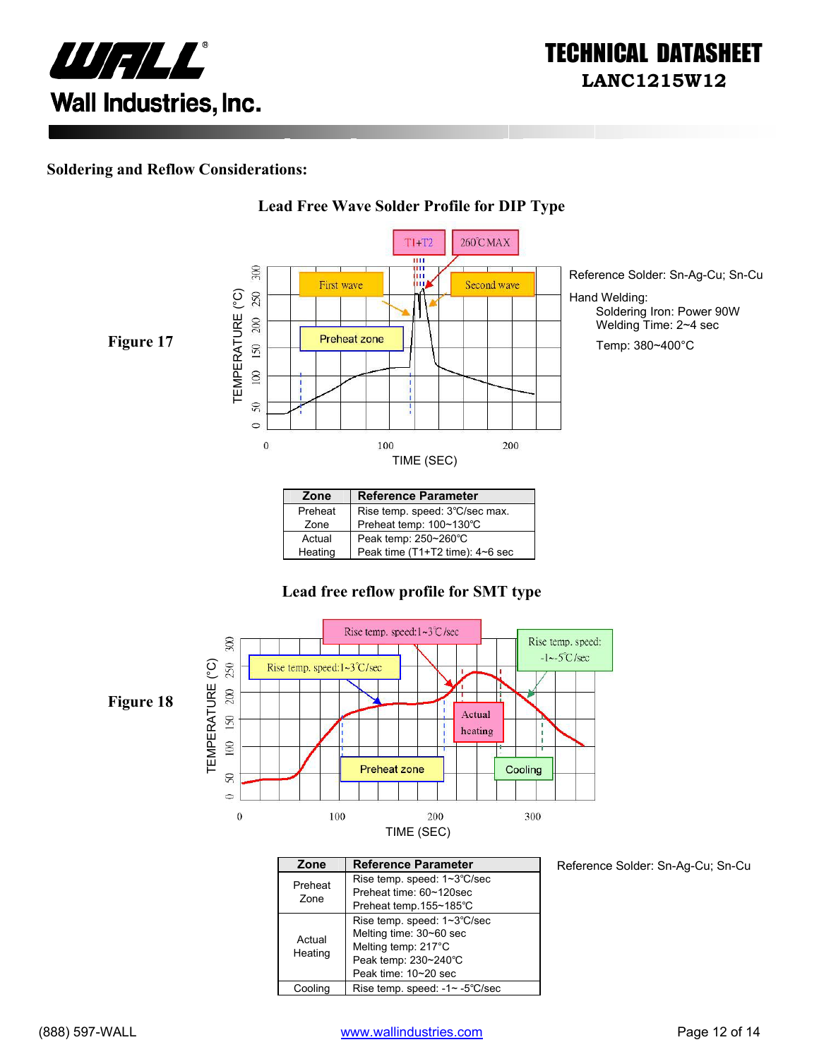## Soldering and Reflow Considerations:

### Lead Free Wave Solder Profile for DIP Type

**Figure 17**

Reference Solder: Sn-Ag-Cu; Sn-Cu

Hand Welding:
- Soldering Iron: Power 90W
- Welding Time: 2~4 sec
- Temp: 380~400°C

| Zone | Reference Parameter |
|---|---|
| Preheat Zone | Rise temp. speed: 3℃/sec max.<br>Preheat temp: 100~130℃ |
| Actual Heating | Peak temp: 250~260℃<br>Peak time (T1+T2 time): 4~6 sec |

### Lead free reflow profile for SMT type

**Figure 18**

| Zone | Reference Parameter |
|---|---|
| Preheat Zone | Rise temp. speed: 1~3℃/sec<br>Preheat time: 60~120sec<br>Preheat temp.155~185℃ |
| Actual Heating | Rise temp. speed: 1~3℃/sec<br>Melting time: 30~60 sec<br>Melting temp: 217°C<br>Peak temp: 230~240℃<br>Peak time: 10~20 sec |
| Cooling | Rise temp. speed: -1~ -5℃/sec |

Reference Solder: Sn-Ag-Cu; Sn-Cu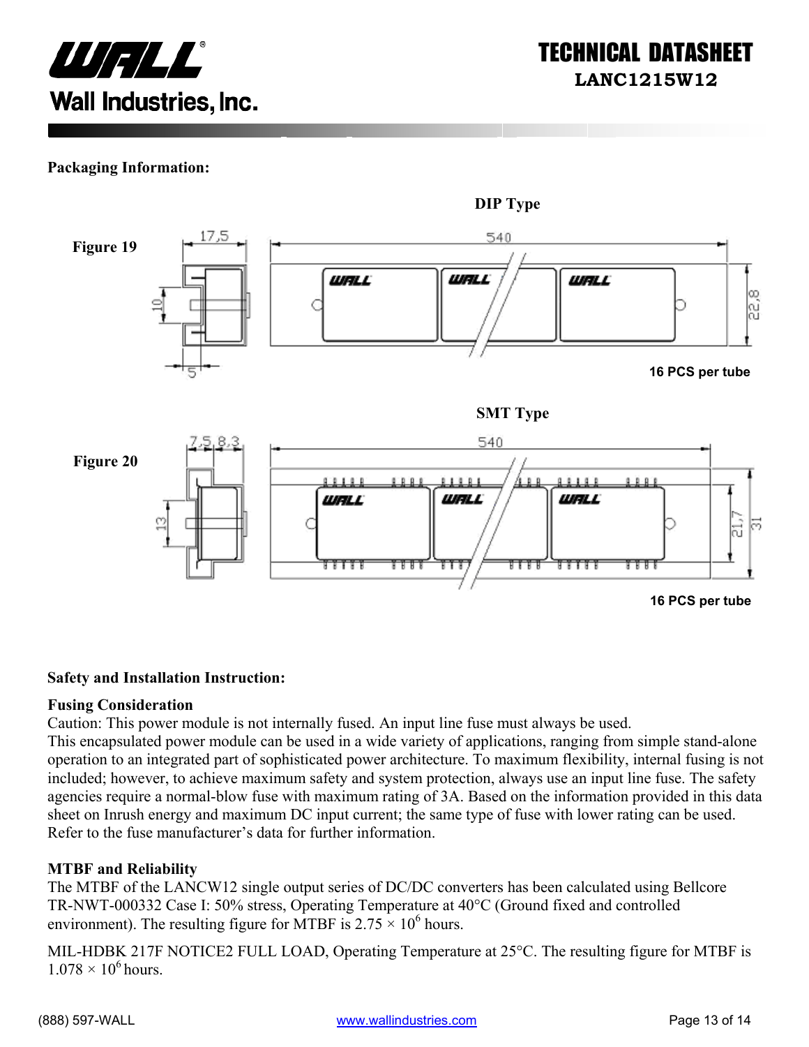## Packaging Information:

**DIP Type**

**Figure 19**

17,5 | 540 | 10 | 22,8 | 5

**16 PCS per tube**

**SMT Type**

**Figure 20**

7,5 | 8,3 | 540 | 13 | 21,7 | 31

**16 PCS per tube**

## Safety and Installation Instruction:

### Fusing Consideration

Caution: This power module is not internally fused. An input line fuse must always be used.
This encapsulated power module can be used in a wide variety of applications, ranging from simple stand-alone operation to an integrated part of sophisticated power architecture. To maximum flexibility, internal fusing is not included; however, to achieve maximum safety and system protection, always use an input line fuse. The safety agencies require a normal-blow fuse with maximum rating of 3A. Based on the information provided in this data sheet on Inrush energy and maximum DC input current; the same type of fuse with lower rating can be used. Refer to the fuse manufacturer's data for further information.

### MTBF and Reliability

The MTBF of the LANCW12 single output series of DC/DC converters has been calculated using Bellcore TR-NWT-000332 Case I: 50% stress, Operating Temperature at 40°C (Ground fixed and controlled environment). The resulting figure for MTBF is $2.75 \times 10^6$ hours.

MIL-HDBK 217F NOTICE2 FULL LOAD, Operating Temperature at 25°C. The resulting figure for MTBF is $1.078 \times 10^6$ hours.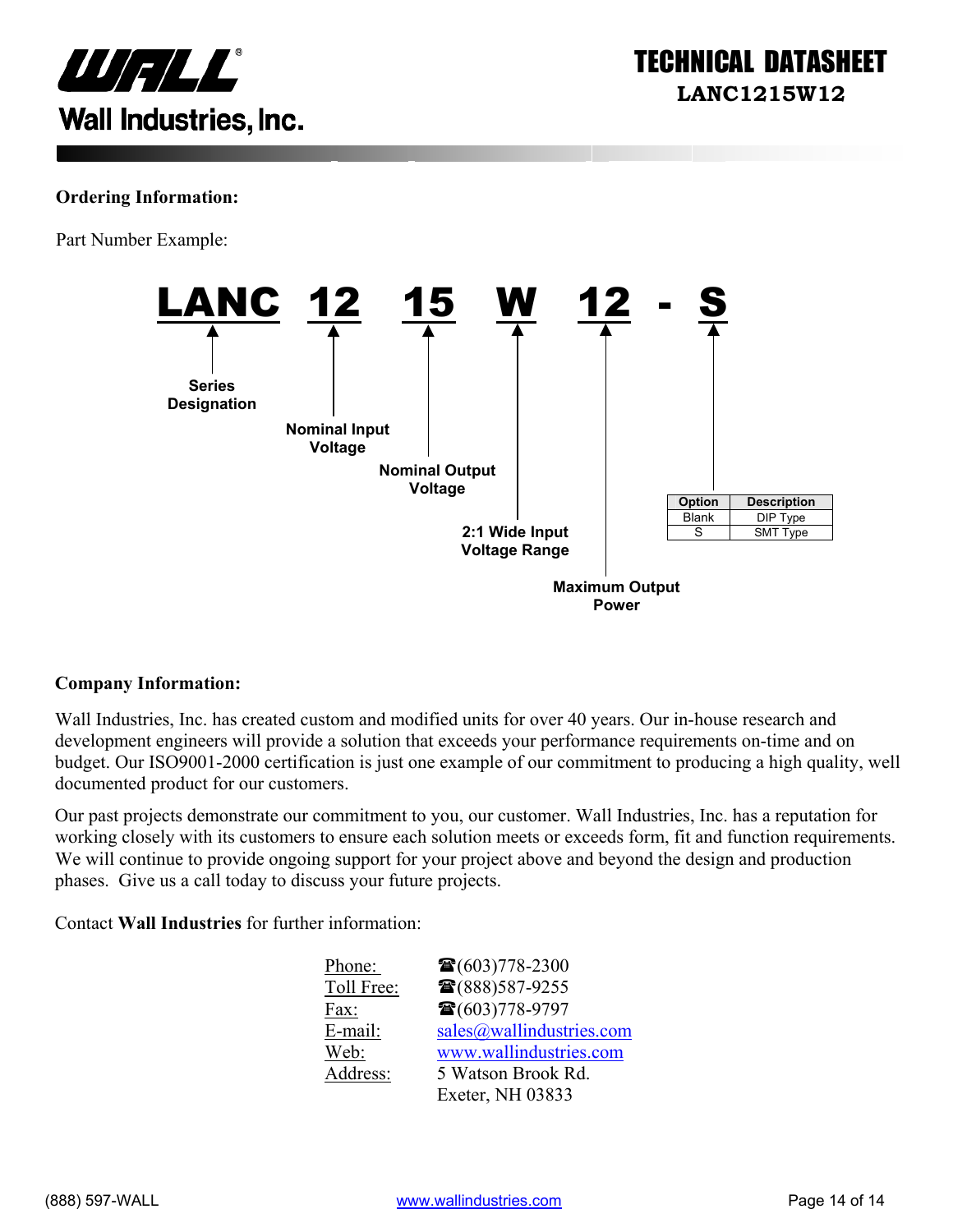**Ordering Information:**

Part Number Example:

**LANC 12 15 W 12 - S**

- LANC — Series Designation
- 12 — Nominal Input Voltage
- 15 — Nominal Output Voltage
- W — 2:1 Wide Input Voltage Range
- 12 — Maximum Output Power
- S — Option

| Option | Description |
|---|---|
| Blank | DIP Type |
| S | SMT Type |

**Company Information:**

Wall Industries, Inc. has created custom and modified units for over 40 years. Our in-house research and development engineers will provide a solution that exceeds your performance requirements on-time and on budget. Our ISO9001-2000 certification is just one example of our commitment to producing a high quality, well documented product for our customers.

Our past projects demonstrate our commitment to you, our customer. Wall Industries, Inc. has a reputation for working closely with its customers to ensure each solution meets or exceeds form, fit and function requirements. We will continue to provide ongoing support for your project above and beyond the design and production phases. Give us a call today to discuss your future projects.

Contact **Wall Industries** for further information:

| | |
|---|---|
| Phone: | ☎(603)778-2300 |
| Toll Free: | ☎(888)587-9255 |
| Fax: | ☎(603)778-9797 |
| E-mail: | sales@wallindustries.com |
| Web: | www.wallindustries.com |
| Address: | 5 Watson Brook Rd. Exeter, NH 03833 |